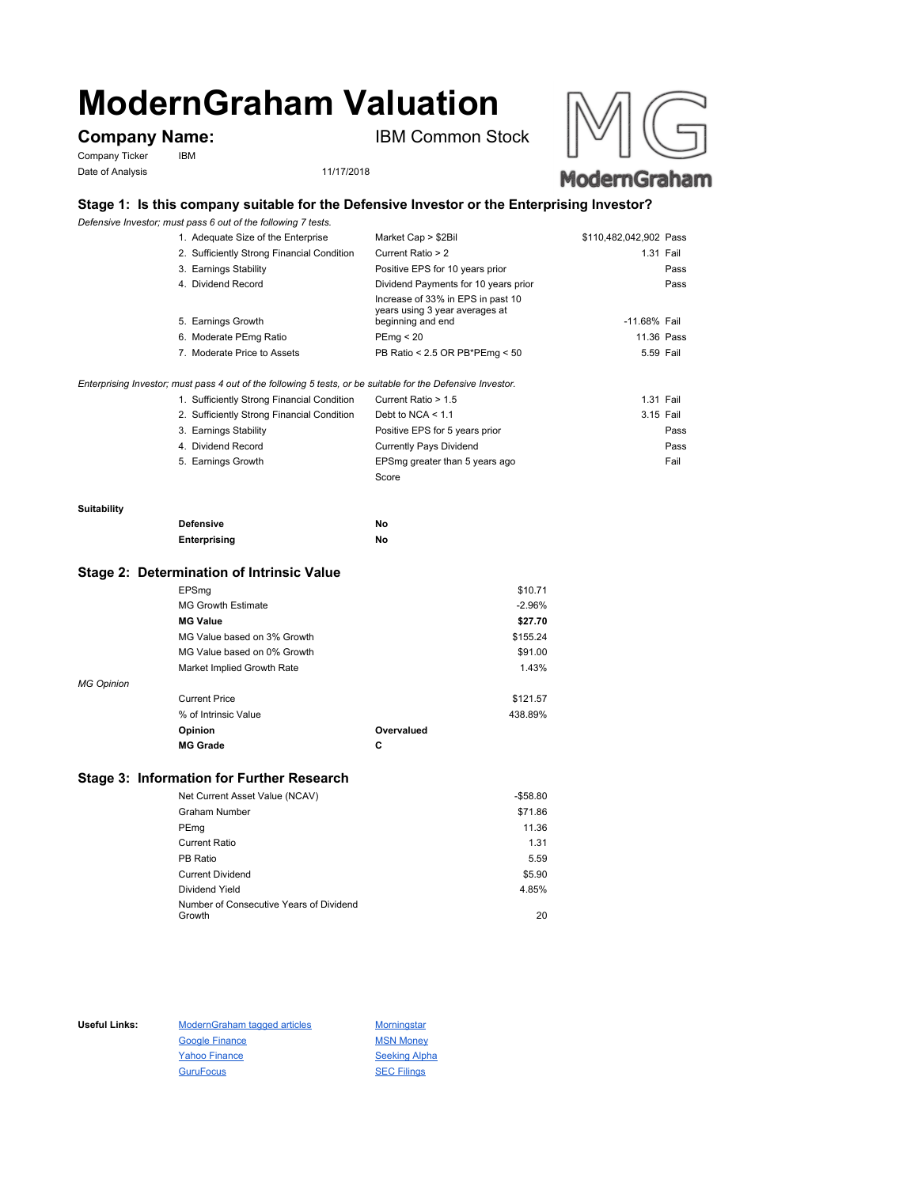# ModernGraham Valuation

## Company Name: IBM Common Stock

Company Ticker: IBM

Date of Analysis: 11/17/2018

### Stage 1: Is this company suitable for the Defensive Investor or the Enterprising Investor?

*Defensive Investor; must pass 6 out of the following 7 tests.*

| Test | Criteria | Value | Result |
|---|---|---|---|
| 1. Adequate Size of the Enterprise | Market Cap > $2Bil | $110,482,042,902 | Pass |
| 2. Sufficiently Strong Financial Condition | Current Ratio > 2 | 1.31 | Fail |
| 3. Earnings Stability | Positive EPS for 10 years prior | | Pass |
| 4. Dividend Record | Dividend Payments for 10 years prior | | Pass |
| 5. Earnings Growth | Increase of 33% in EPS in past 10 years using 3 year averages at beginning and end | -11.68% | Fail |
| 6. Moderate PEmg Ratio | PEmg < 20 | 11.36 | Pass |
| 7. Moderate Price to Assets | PB Ratio < 2.5 OR PB*PEmg < 50 | 5.59 | Fail |

*Enterprising Investor; must pass 4 out of the following 5 tests, or be suitable for the Defensive Investor.*

| Test | Criteria | Value | Result |
|---|---|---|---|
| 1. Sufficiently Strong Financial Condition | Current Ratio > 1.5 | 1.31 | Fail |
| 2. Sufficiently Strong Financial Condition | Debt to NCA < 1.1 | 3.15 | Fail |
| 3. Earnings Stability | Positive EPS for 5 years prior | | Pass |
| 4. Dividend Record | Currently Pays Dividend | | Pass |
| 5. Earnings Growth | EPSmg greater than 5 years ago | | Fail |
| | Score | | |

**Suitability**

| | |
|---|---|
| **Defensive** | **No** |
| **Enterprising** | **No** |

### Stage 2: Determination of Intrinsic Value

| | |
|---|---|
| EPSmg | $10.71 |
| MG Growth Estimate | -2.96% |
| **MG Value** | **$27.70** |
| MG Value based on 3% Growth | $155.24 |
| MG Value based on 0% Growth | $91.00 |
| Market Implied Growth Rate | 1.43% |

*MG Opinion*

| | | |
|---|---|---|
| Current Price | | $121.57 |
| % of Intrinsic Value | | 438.89% |
| **Opinion** | **Overvalued** | |
| **MG Grade** | **C** | |

### Stage 3: Information for Further Research

| | |
|---|---|
| Net Current Asset Value (NCAV) | -$58.80 |
| Graham Number | $71.86 |
| PEmg | 11.36 |
| Current Ratio | 1.31 |
| PB Ratio | 5.59 |
| Current Dividend | $5.90 |
| Dividend Yield | 4.85% |
| Number of Consecutive Years of Dividend Growth | 20 |

**Useful Links:**

- ModernGraham tagged articles
- Google Finance
- Yahoo Finance
- GuruFocus
- Morningstar
- MSN Money
- Seeking Alpha
- SEC Filings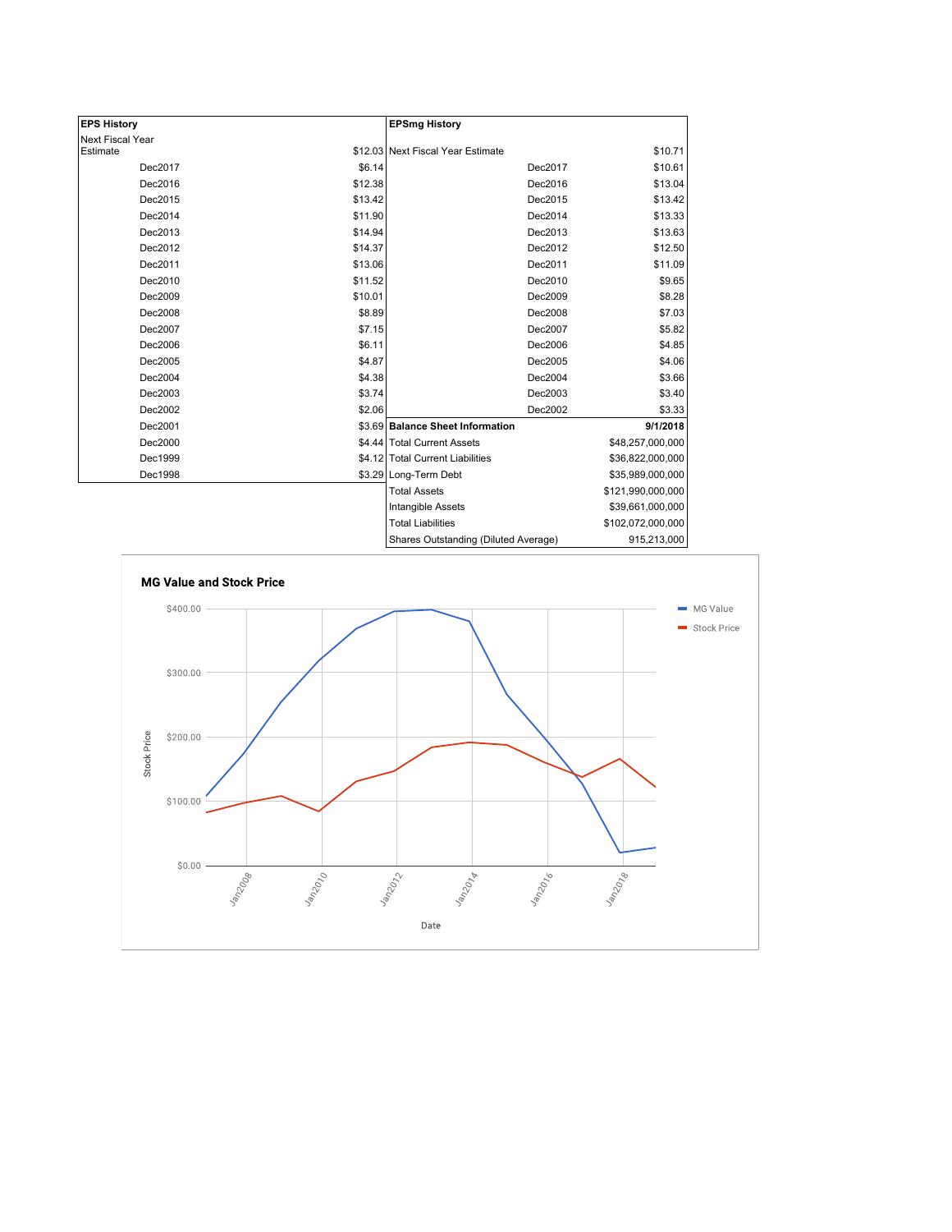| EPS History | |
|---|---|
| Next Fiscal Year Estimate | $12.03 |
| Dec2017 | $6.14 |
| Dec2016 | $12.38 |
| Dec2015 | $13.42 |
| Dec2014 | $11.90 |
| Dec2013 | $14.94 |
| Dec2012 | $14.37 |
| Dec2011 | $13.06 |
| Dec2010 | $11.52 |
| Dec2009 | $10.01 |
| Dec2008 | $8.89 |
| Dec2007 | $7.15 |
| Dec2006 | $6.11 |
| Dec2005 | $4.87 |
| Dec2004 | $4.38 |
| Dec2003 | $3.74 |
| Dec2002 | $2.06 |
| Dec2001 | $3.69 |
| Dec2000 | $4.44 |
| Dec1999 | $4.12 |
| Dec1998 | $3.29 |

| EPSmg History | |
|---|---|
| Next Fiscal Year Estimate | $10.71 |
| Dec2017 | $10.61 |
| Dec2016 | $13.04 |
| Dec2015 | $13.42 |
| Dec2014 | $13.33 |
| Dec2013 | $13.63 |
| Dec2012 | $12.50 |
| Dec2011 | $11.09 |
| Dec2010 | $9.65 |
| Dec2009 | $8.28 |
| Dec2008 | $7.03 |
| Dec2007 | $5.82 |
| Dec2006 | $4.85 |
| Dec2005 | $4.06 |
| Dec2004 | $3.66 |
| Dec2003 | $3.40 |
| Dec2002 | $3.33 |

| Balance Sheet Information | 9/1/2018 |
|---|---|
| Total Current Assets | $48,257,000,000 |
| Total Current Liabilities | $36,822,000,000 |
| Long-Term Debt | $35,989,000,000 |
| Total Assets | $121,990,000,000 |
| Intangible Assets | $39,661,000,000 |
| Total Liabilities | $102,072,000,000 |
| Shares Outstanding (Diluted Average) | 915,213,000 |

**MG Value and Stock Price**

MG Value
Stock Price

Stock Price

$400.00
$300.00
$200.00
$100.00
$0.00

Jan2008
Jan2010
Jan2012
Jan2014
Jan2016
Jan2018

Date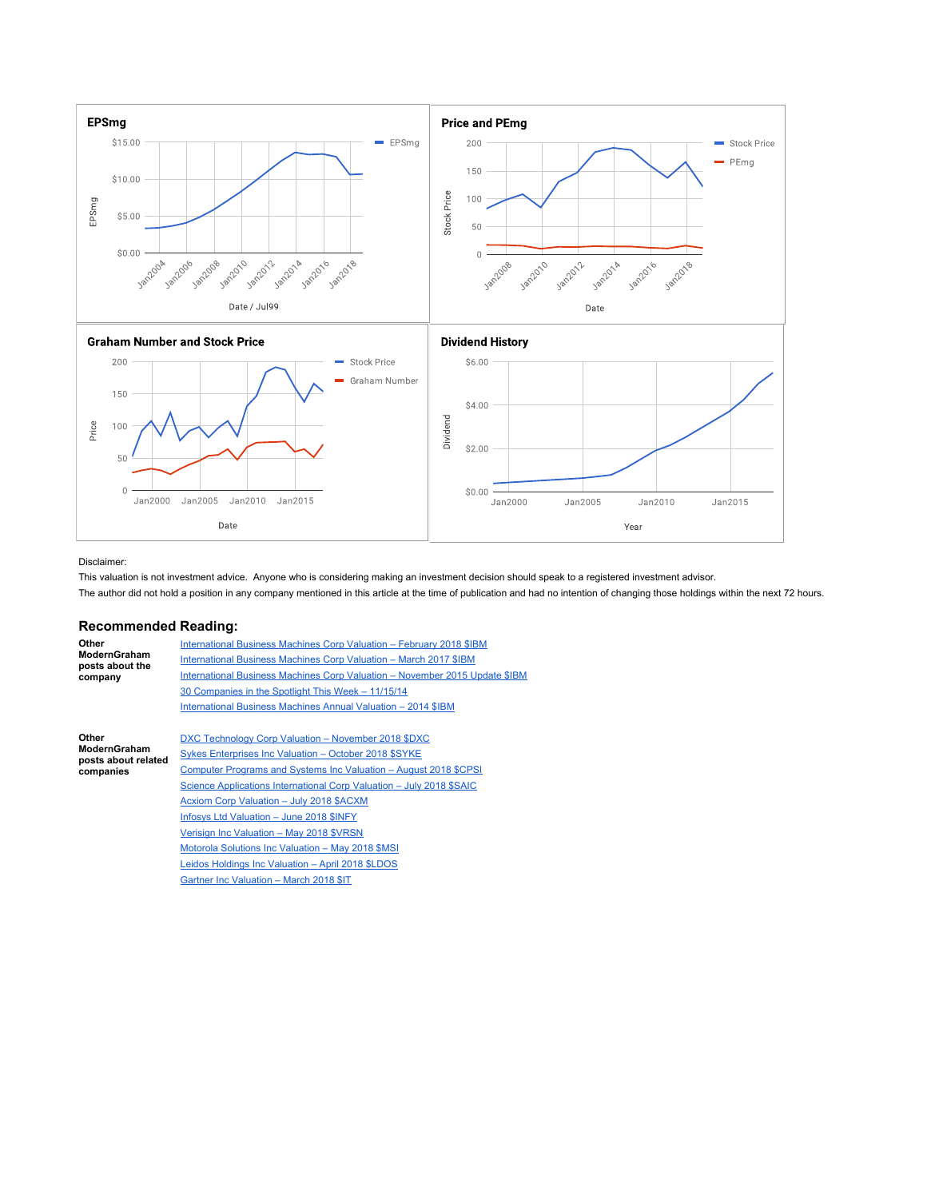**EPSmg**

EPSmg

$15.00
$10.00
$5.00
$0.00

Jan2004 Jan2006 Jan2008 Jan2010 Jan2012 Jan2014 Jan2016 Jan2018

Date / Jul99

**Price and PEmg**

Stock Price
PEmg

200
150
100
50
0

Stock Price

Jan2008 Jan2010 Jan2012 Jan2014 Jan2016 Jan2018

Date

**Graham Number and Stock Price**

Stock Price
Graham Number

200
150
100
50
0

Price

Jan2000 Jan2005 Jan2010 Jan2015

Date

**Dividend History**

$6.00
$4.00
$2.00
$0.00

Dividend

Jan2000 Jan2005 Jan2010 Jan2015

Year

Disclaimer:

This valuation is not investment advice. Anyone who is considering making an investment decision should speak to a registered investment advisor.

The author did not hold a position in any company mentioned in this article at the time of publication and had no intention of changing those holdings within the next 72 hours.

## Recommended Reading:

| | |
|---|---|
| **Other ModernGraham posts about the company** | International Business Machines Corp Valuation – February 2018 $IBM<br>International Business Machines Corp Valuation – March 2017 $IBM<br>International Business Machines Corp Valuation – November 2015 Update $IBM<br>30 Companies in the Spotlight This Week – 11/15/14<br>International Business Machines Annual Valuation – 2014 $IBM |
| **Other ModernGraham posts about related companies** | DXC Technology Corp Valuation – November 2018 $DXC<br>Sykes Enterprises Inc Valuation – October 2018 $SYKE<br>Computer Programs and Systems Inc Valuation – August 2018 $CPSI<br>Science Applications International Corp Valuation – July 2018 $SAIC<br>Acxiom Corp Valuation – July 2018 $ACXM<br>Infosys Ltd Valuation – June 2018 $INFY<br>Verisign Inc Valuation – May 2018 $VRSN<br>Motorola Solutions Inc Valuation – May 2018 $MSI<br>Leidos Holdings Inc Valuation – April 2018 $LDOS<br>Gartner Inc Valuation – March 2018 $IT |